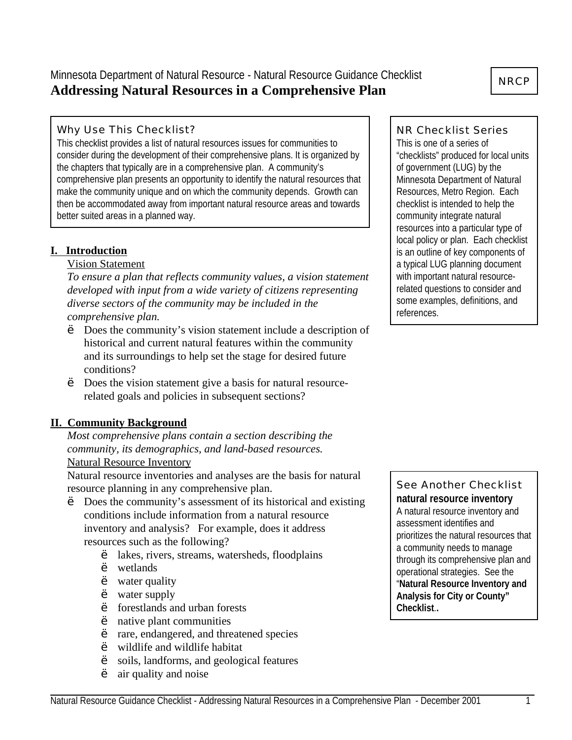Minnesota Department of Natural Resource - Natural Resource Guidance Checklist

# Addressing Natural Resources in a Comprehensive Plan

NRCP

### Why Use This Checklist?

This checklist provides a list of natural resources issues for communities to consider during the development of their comprehensive plans. It is organized by the chapters that typically are in a comprehensive plan. A community's comprehensive plan presents an opportunity to identify the natural resources that make the community unique and on which the community depends. Growth can then be accommodated away from important natural resource areas and towards better suited areas in a planned way.

### NR Checklist Series

This is one of a series of "checklists" produced for local units of government (LUG) by the Minnesota Department of Natural Resources, Metro Region. Each checklist is intended to help the community integrate natural resources into a particular type of local policy or plan. Each checklist is an outline of key components of a typical LUG planning document with important natural resource-related questions to consider and some examples, definitions, and references.

## I. Introduction

Vision Statement

*To ensure a plan that reflects community values, a vision statement developed with input from a wide variety of citizens representing diverse sectors of the community may be included in the comprehensive plan.*

- Does the community's vision statement include a description of historical and current natural features within the community and its surroundings to help set the stage for desired future conditions?
- Does the vision statement give a basis for natural resource-related goals and policies in subsequent sections?

## II. Community Background

*Most comprehensive plans contain a section describing the community, its demographics, and land-based resources.*

Natural Resource Inventory

Natural resource inventories and analyses are the basis for natural resource planning in any comprehensive plan.

- Does the community's assessment of its historical and existing conditions include information from a natural resource inventory and analysis? For example, does it address resources such as the following?
  - lakes, rivers, streams, watersheds, floodplains
  - wetlands
  - water quality
  - water supply
  - forestlands and urban forests
  - native plant communities
  - rare, endangered, and threatened species
  - wildlife and wildlife habitat
  - soils, landforms, and geological features
  - air quality and noise

### See Another Checklist

**natural resource inventory**

A natural resource inventory and assessment identifies and prioritizes the natural resources that a community needs to manage through its comprehensive plan and operational strategies. See the "**Natural Resource Inventory and Analysis for City or County" Checklist.**.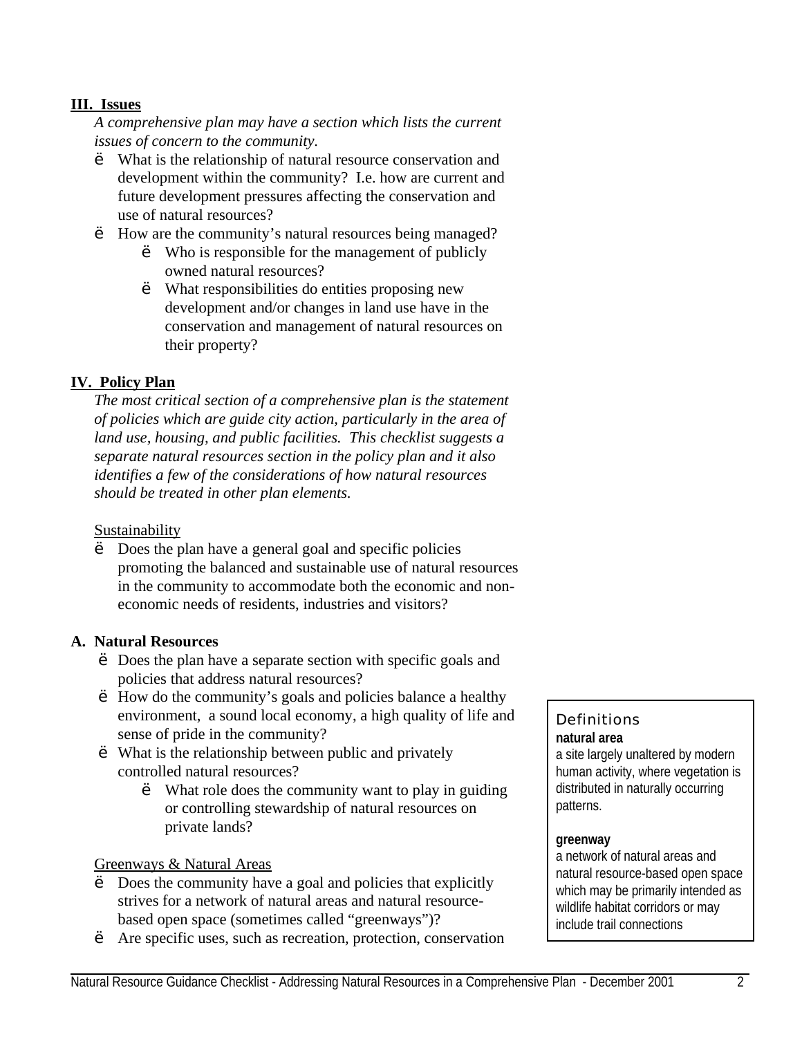**III. Issues**

*A comprehensive plan may have a section which lists the current issues of concern to the community.*

- What is the relationship of natural resource conservation and development within the community? I.e. how are current and future development pressures affecting the conservation and use of natural resources?
- How are the community's natural resources being managed?
  - Who is responsible for the management of publicly owned natural resources?
  - What responsibilities do entities proposing new development and/or changes in land use have in the conservation and management of natural resources on their property?

**IV. Policy Plan**

*The most critical section of a comprehensive plan is the statement of policies which are guide city action, particularly in the area of land use, housing, and public facilities. This checklist suggests a separate natural resources section in the policy plan and it also identifies a few of the considerations of how natural resources should be treated in other plan elements.*

Sustainability

- Does the plan have a general goal and specific policies promoting the balanced and sustainable use of natural resources in the community to accommodate both the economic and non-economic needs of residents, industries and visitors?

**A. Natural Resources**

- Does the plan have a separate section with specific goals and policies that address natural resources?
- How do the community's goals and policies balance a healthy environment, a sound local economy, a high quality of life and sense of pride in the community?
- What is the relationship between public and privately controlled natural resources?
  - What role does the community want to play in guiding or controlling stewardship of natural resources on private lands?

Greenways & Natural Areas

- Does the community have a goal and policies that explicitly strives for a network of natural areas and natural resource-based open space (sometimes called "greenways")?
- Are specific uses, such as recreation, protection, conservation

> Definitions
>
> **natural area**
> a site largely unaltered by modern human activity, where vegetation is distributed in naturally occurring patterns.
>
> **greenway**
> a network of natural areas and natural resource-based open space which may be primarily intended as wildlife habitat corridors or may include trail connections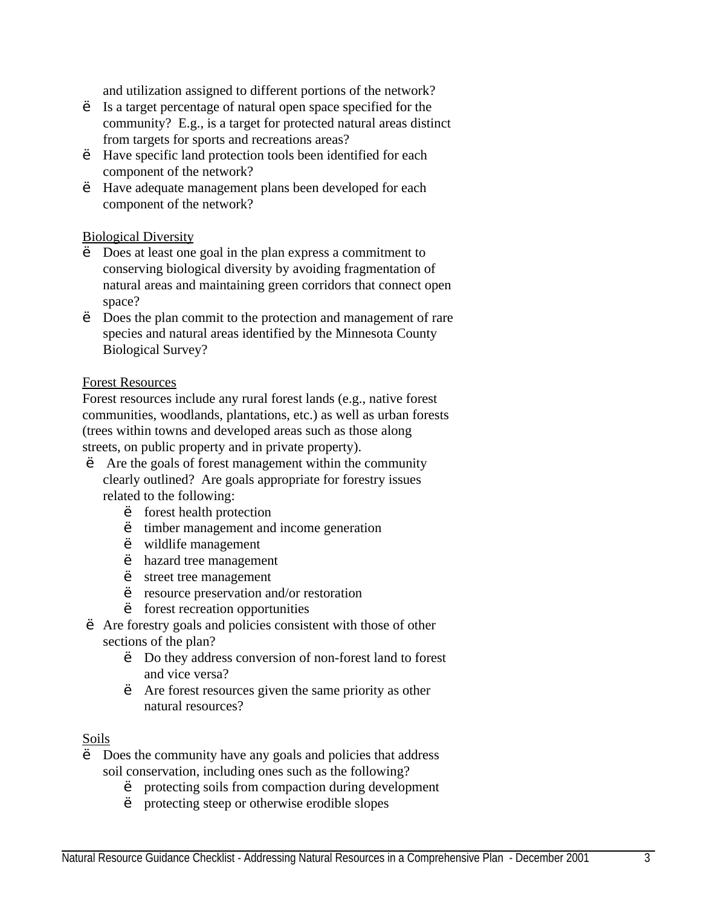and utilization assigned to different portions of the network?

- Is a target percentage of natural open space specified for the community? E.g., is a target for protected natural areas distinct from targets for sports and recreations areas?
- Have specific land protection tools been identified for each component of the network?
- Have adequate management plans been developed for each component of the network?

Biological Diversity

- Does at least one goal in the plan express a commitment to conserving biological diversity by avoiding fragmentation of natural areas and maintaining green corridors that connect open space?
- Does the plan commit to the protection and management of rare species and natural areas identified by the Minnesota County Biological Survey?

Forest Resources

Forest resources include any rural forest lands (e.g., native forest communities, woodlands, plantations, etc.) as well as urban forests (trees within towns and developed areas such as those along streets, on public property and in private property).

- Are the goals of forest management within the community clearly outlined? Are goals appropriate for forestry issues related to the following:
    - forest health protection
    - timber management and income generation
    - wildlife management
    - hazard tree management
    - street tree management
    - resource preservation and/or restoration
    - forest recreation opportunities
- Are forestry goals and policies consistent with those of other sections of the plan?
    - Do they address conversion of non-forest land to forest and vice versa?
    - Are forest resources given the same priority as other natural resources?

Soils

- Does the community have any goals and policies that address soil conservation, including ones such as the following?
    - protecting soils from compaction during development
    - protecting steep or otherwise erodible slopes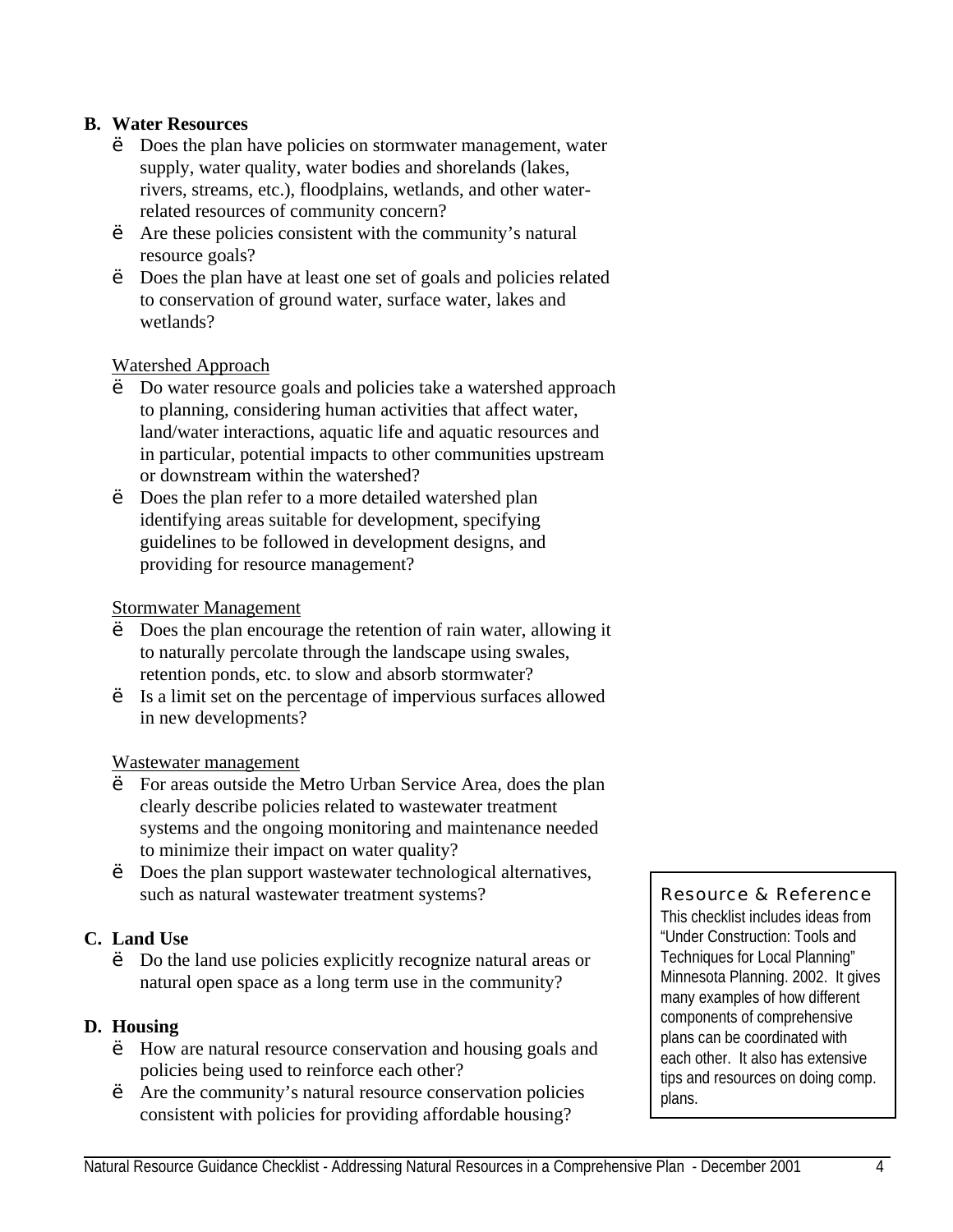**B. Water Resources**

- Does the plan have policies on stormwater management, water supply, water quality, water bodies and shorelands (lakes, rivers, streams, etc.), floodplains, wetlands, and other water-related resources of community concern?
- Are these policies consistent with the community's natural resource goals?
- Does the plan have at least one set of goals and policies related to conservation of ground water, surface water, lakes and wetlands?

Watershed Approach

- Do water resource goals and policies take a watershed approach to planning, considering human activities that affect water, land/water interactions, aquatic life and aquatic resources and in particular, potential impacts to other communities upstream or downstream within the watershed?
- Does the plan refer to a more detailed watershed plan identifying areas suitable for development, specifying guidelines to be followed in development designs, and providing for resource management?

Stormwater Management

- Does the plan encourage the retention of rain water, allowing it to naturally percolate through the landscape using swales, retention ponds, etc. to slow and absorb stormwater?
- Is a limit set on the percentage of impervious surfaces allowed in new developments?

Wastewater management

- For areas outside the Metro Urban Service Area, does the plan clearly describe policies related to wastewater treatment systems and the ongoing monitoring and maintenance needed to minimize their impact on water quality?
- Does the plan support wastewater technological alternatives, such as natural wastewater treatment systems?

**C. Land Use**

- Do the land use policies explicitly recognize natural areas or natural open space as a long term use in the community?

**D. Housing**

- How are natural resource conservation and housing goals and policies being used to reinforce each other?
- Are the community's natural resource conservation policies consistent with policies for providing affordable housing?

> **Resource & Reference**
> This checklist includes ideas from "Under Construction: Tools and Techniques for Local Planning" Minnesota Planning. 2002. It gives many examples of how different components of comprehensive plans can be coordinated with each other. It also has extensive tips and resources on doing comp. plans.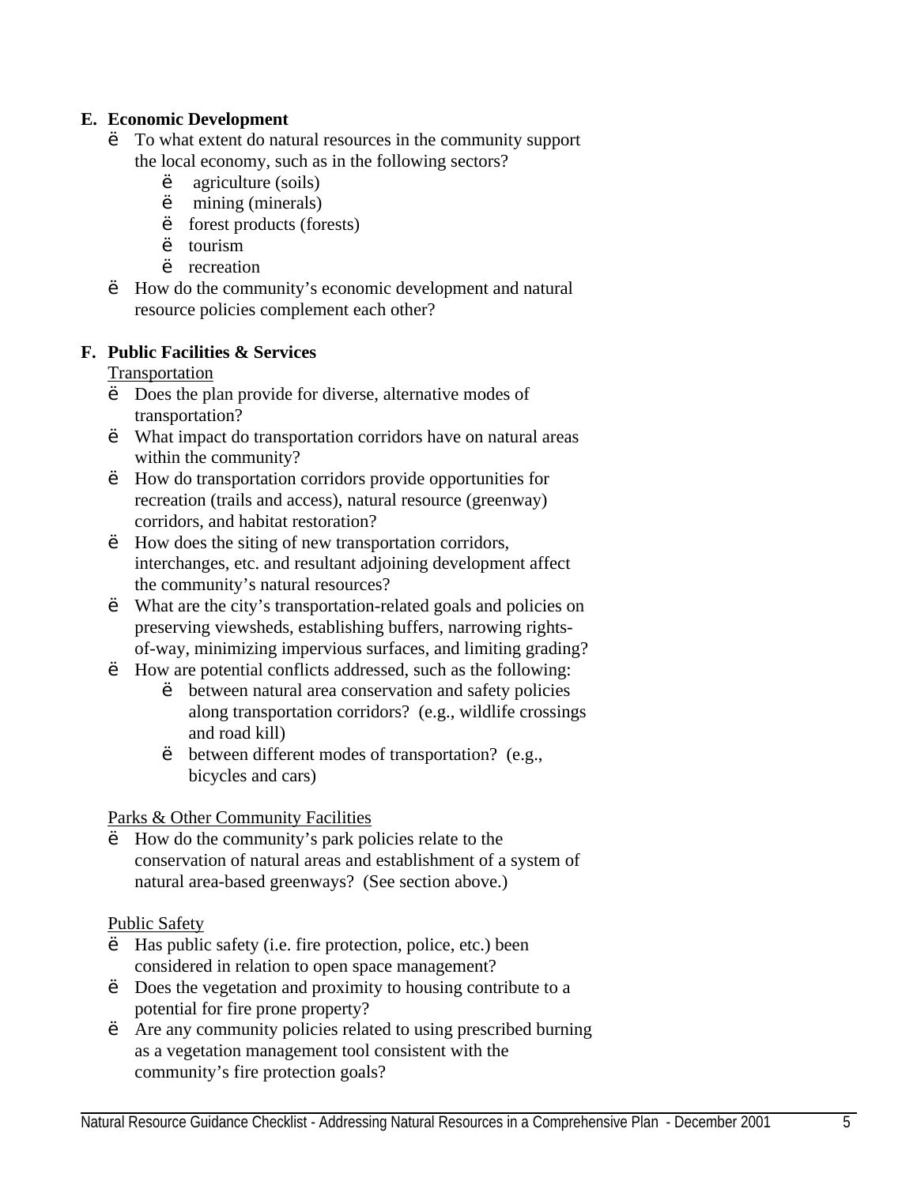## E. Economic Development

- To what extent do natural resources in the community support the local economy, such as in the following sectors?
  - agriculture (soils)
  - mining (minerals)
  - forest products (forests)
  - tourism
  - recreation
- How do the community's economic development and natural resource policies complement each other?

## F. Public Facilities & Services

Transportation

- Does the plan provide for diverse, alternative modes of transportation?
- What impact do transportation corridors have on natural areas within the community?
- How do transportation corridors provide opportunities for recreation (trails and access), natural resource (greenway) corridors, and habitat restoration?
- How does the siting of new transportation corridors, interchanges, etc. and resultant adjoining development affect the community's natural resources?
- What are the city's transportation-related goals and policies on preserving viewsheds, establishing buffers, narrowing rights-of-way, minimizing impervious surfaces, and limiting grading?
- How are potential conflicts addressed, such as the following:
  - between natural area conservation and safety policies along transportation corridors? (e.g., wildlife crossings and road kill)
  - between different modes of transportation? (e.g., bicycles and cars)

Parks & Other Community Facilities

- How do the community's park policies relate to the conservation of natural areas and establishment of a system of natural area-based greenways? (See section above.)

Public Safety

- Has public safety (i.e. fire protection, police, etc.) been considered in relation to open space management?
- Does the vegetation and proximity to housing contribute to a potential for fire prone property?
- Are any community policies related to using prescribed burning as a vegetation management tool consistent with the community's fire protection goals?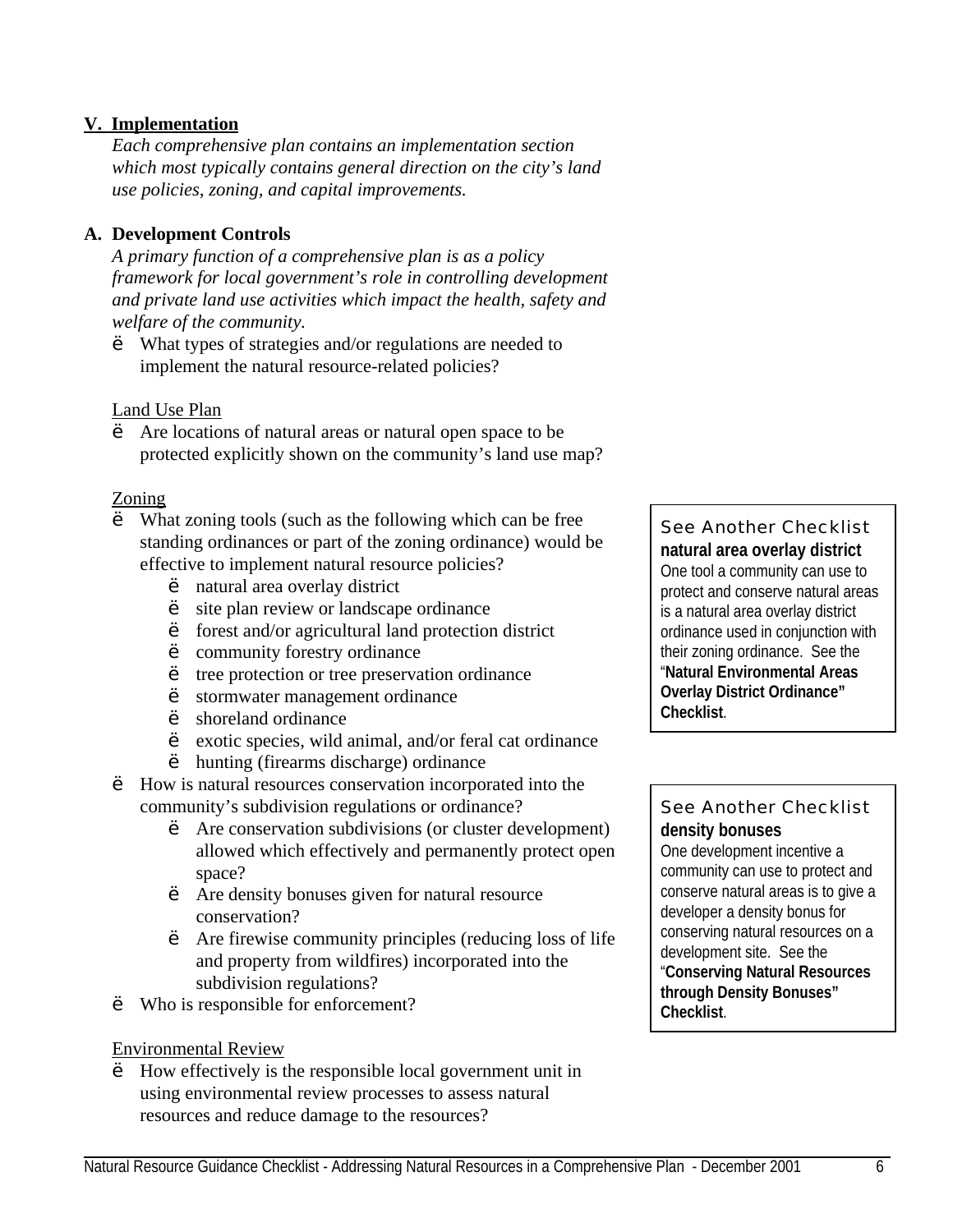## V. Implementation

*Each comprehensive plan contains an implementation section which most typically contains general direction on the city's land use policies, zoning, and capital improvements.*

### A. Development Controls

*A primary function of a comprehensive plan is as a policy framework for local government's role in controlling development and private land use activities which impact the health, safety and welfare of the community.*

- What types of strategies and/or regulations are needed to implement the natural resource-related policies?

Land Use Plan

- Are locations of natural areas or natural open space to be protected explicitly shown on the community's land use map?

Zoning

- What zoning tools (such as the following which can be free standing ordinances or part of the zoning ordinance) would be effective to implement natural resource policies?
  - natural area overlay district
  - site plan review or landscape ordinance
  - forest and/or agricultural land protection district
  - community forestry ordinance
  - tree protection or tree preservation ordinance
  - stormwater management ordinance
  - shoreland ordinance
  - exotic species, wild animal, and/or feral cat ordinance
  - hunting (firearms discharge) ordinance
- How is natural resources conservation incorporated into the community's subdivision regulations or ordinance?
  - Are conservation subdivisions (or cluster development) allowed which effectively and permanently protect open space?
  - Are density bonuses given for natural resource conservation?
  - Are firewise community principles (reducing loss of life and property from wildfires) incorporated into the subdivision regulations?
- Who is responsible for enforcement?

> See Another Checklist
> **natural area overlay district**
> One tool a community can use to protect and conserve natural areas is a natural area overlay district ordinance used in conjunction with their zoning ordinance. See the "**Natural Environmental Areas Overlay District Ordinance" Checklist**.

> See Another Checklist
> **density bonuses**
> One development incentive a community can use to protect and conserve natural areas is to give a developer a density bonus for conserving natural resources on a development site. See the "**Conserving Natural Resources through Density Bonuses" Checklist**.

Environmental Review

- How effectively is the responsible local government unit in using environmental review processes to assess natural resources and reduce damage to the resources?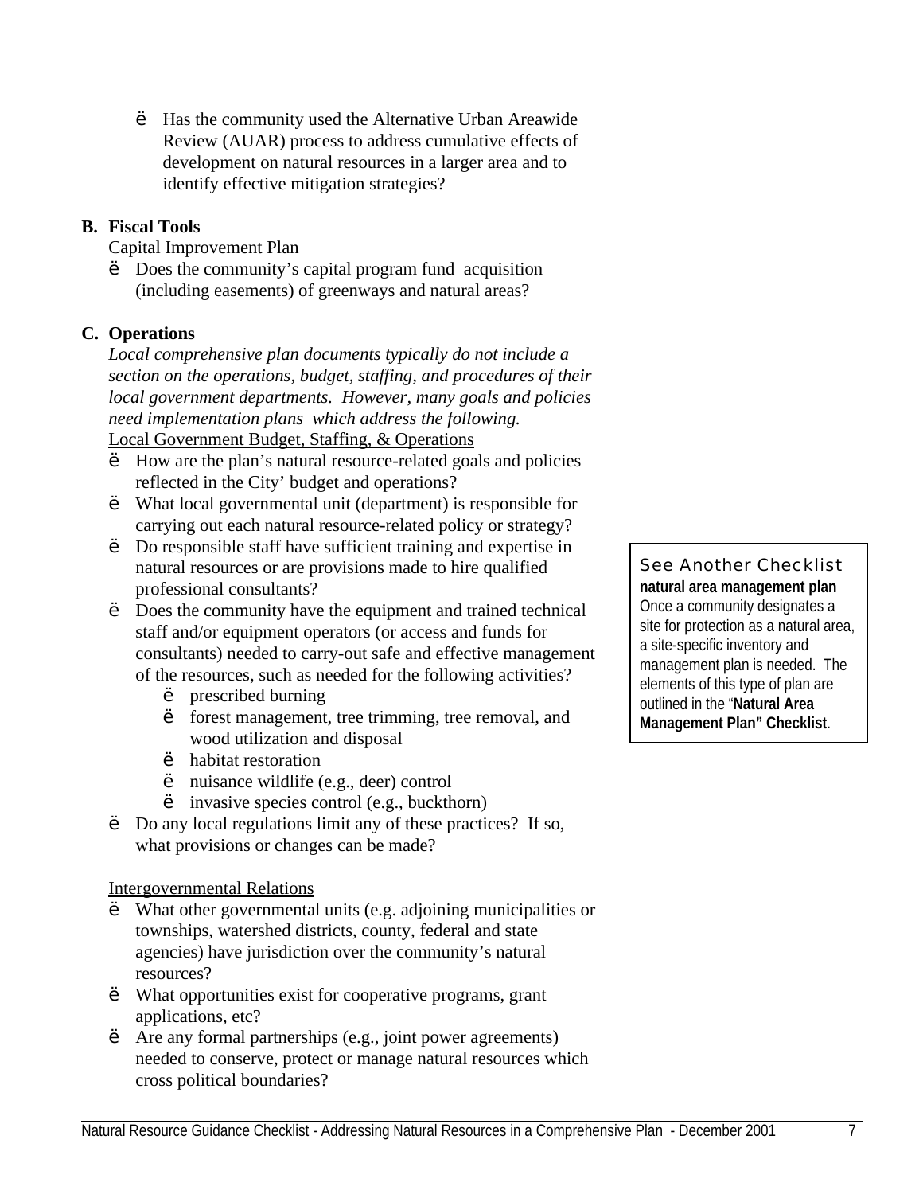- Has the community used the Alternative Urban Areawide Review (AUAR) process to address cumulative effects of development on natural resources in a larger area and to identify effective mitigation strategies?

**B. Fiscal Tools**

Capital Improvement Plan

- Does the community's capital program fund acquisition (including easements) of greenways and natural areas?

**C. Operations**

*Local comprehensive plan documents typically do not include a section on the operations, budget, staffing, and procedures of their local government departments. However, many goals and policies need implementation plans which address the following.*

Local Government Budget, Staffing, & Operations

- How are the plan's natural resource-related goals and policies reflected in the City' budget and operations?
- What local governmental unit (department) is responsible for carrying out each natural resource-related policy or strategy?
- Do responsible staff have sufficient training and expertise in natural resources or are provisions made to hire qualified professional consultants?
- Does the community have the equipment and trained technical staff and/or equipment operators (or access and funds for consultants) needed to carry-out safe and effective management of the resources, such as needed for the following activities?
  - prescribed burning
  - forest management, tree trimming, tree removal, and wood utilization and disposal
  - habitat restoration
  - nuisance wildlife (e.g., deer) control
  - invasive species control (e.g., buckthorn)
- Do any local regulations limit any of these practices? If so, what provisions or changes can be made?

Intergovernmental Relations

- What other governmental units (e.g. adjoining municipalities or townships, watershed districts, county, federal and state agencies) have jurisdiction over the community's natural resources?
- What opportunities exist for cooperative programs, grant applications, etc?
- Are any formal partnerships (e.g., joint power agreements) needed to conserve, protect or manage natural resources which cross political boundaries?

> See Another Checklist
>
> **natural area management plan**
> Once a community designates a site for protection as a natural area, a site-specific inventory and management plan is needed. The elements of this type of plan are outlined in the "**Natural Area Management Plan" Checklist**.